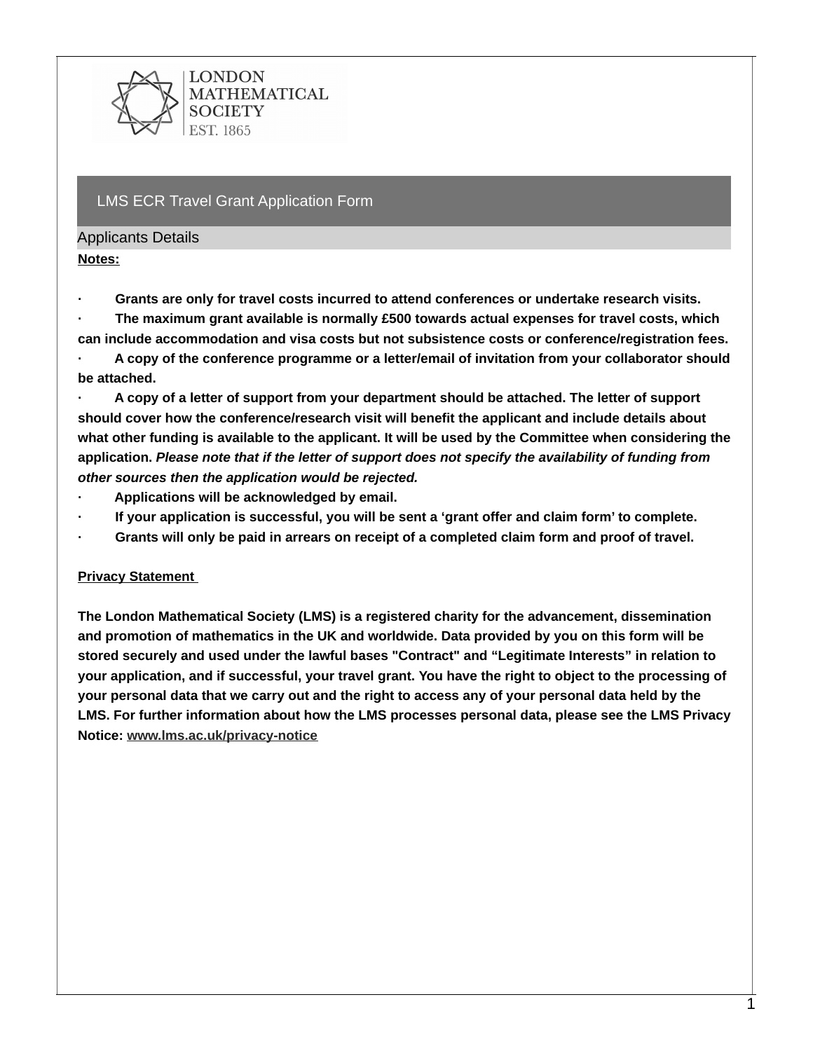LONDON MATHEMATICAL SOCIETY
EST. 1865

# LMS ECR Travel Grant Application Form

## Applicants Details

**Notes:**

- **Grants are only for travel costs incurred to attend conferences or undertake research visits.**
- **The maximum grant available is normally £500 towards actual expenses for travel costs, which can include accommodation and visa costs but not subsistence costs or conference/registration fees.**
- **A copy of the conference programme or a letter/email of invitation from your collaborator should be attached.**
- **A copy of a letter of support from your department should be attached. The letter of support should cover how the conference/research visit will benefit the applicant and include details about what other funding is available to the applicant. It will be used by the Committee when considering the application. *Please note that if the letter of support does not specify the availability of funding from other sources then the application would be rejected.***
- **Applications will be acknowledged by email.**
- **If your application is successful, you will be sent a 'grant offer and claim form' to complete.**
- **Grants will only be paid in arrears on receipt of a completed claim form and proof of travel.**

**Privacy Statement**

**The London Mathematical Society (LMS) is a registered charity for the advancement, dissemination and promotion of mathematics in the UK and worldwide. Data provided by you on this form will be stored securely and used under the lawful bases "Contract" and "Legitimate Interests" in relation to your application, and if successful, your travel grant. You have the right to object to the processing of your personal data that we carry out and the right to access any of your personal data held by the LMS. For further information about how the LMS processes personal data, please see the LMS Privacy Notice: www.lms.ac.uk/privacy-notice**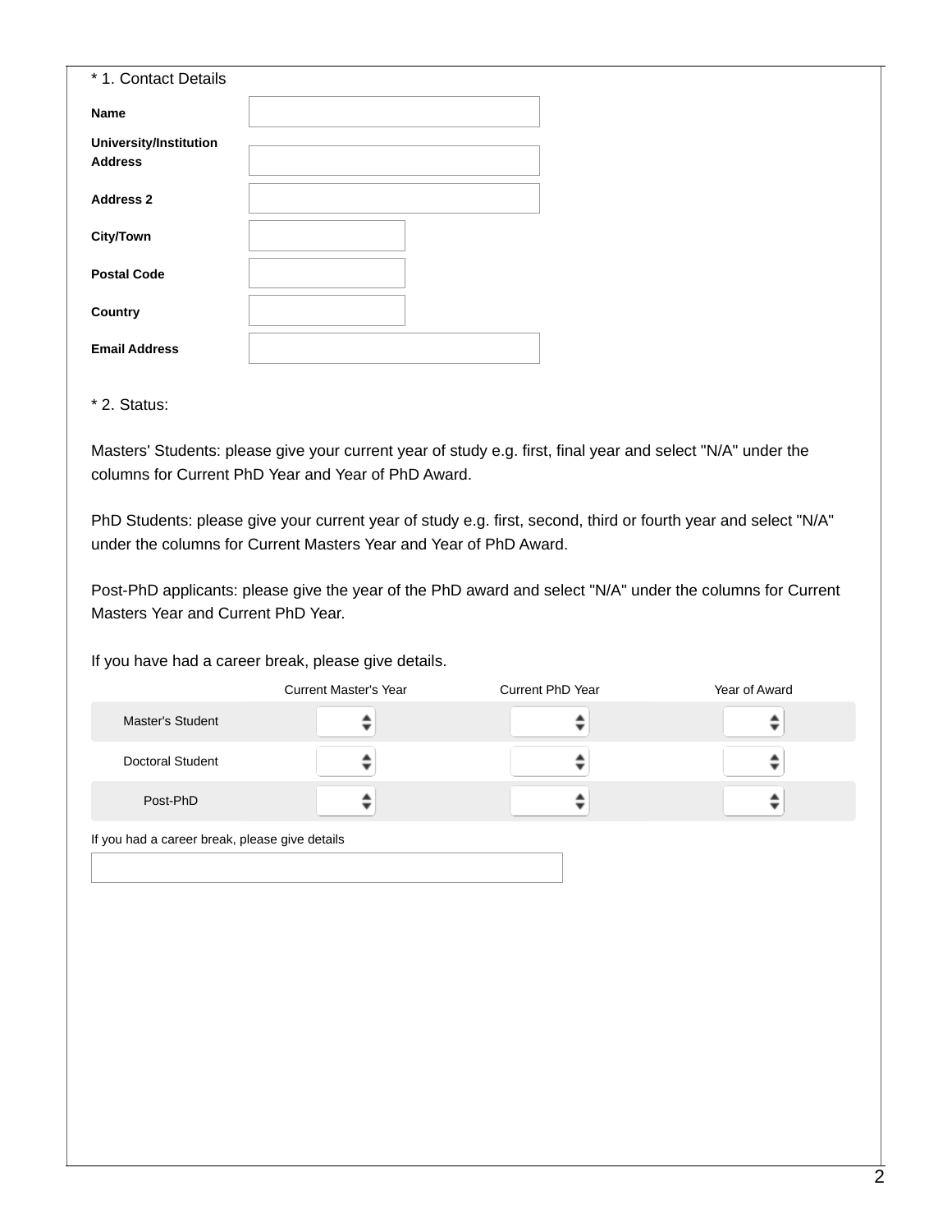\* 1. Contact Details

| | |
|---|---|
| **Name** | |
| **University/Institution Address** | |
| **Address 2** | |
| **City/Town** | |
| **Postal Code** | |
| **Country** | |
| **Email Address** | |

\* 2. Status:

Masters' Students: please give your current year of study e.g. first, final year and select "N/A" under the columns for Current PhD Year and Year of PhD Award.

PhD Students: please give your current year of study e.g. first, second, third or fourth year and select "N/A" under the columns for Current Masters Year and Year of PhD Award.

Post-PhD applicants: please give the year of the PhD award and select "N/A" under the columns for Current Masters Year and Current PhD Year.

If you have had a career break, please give details.

| | Current Master's Year | Current PhD Year | Year of Award |
|---|---|---|---|
| Master's Student | | | |
| Doctoral Student | | | |
| Post-PhD | | | |

If you had a career break, please give details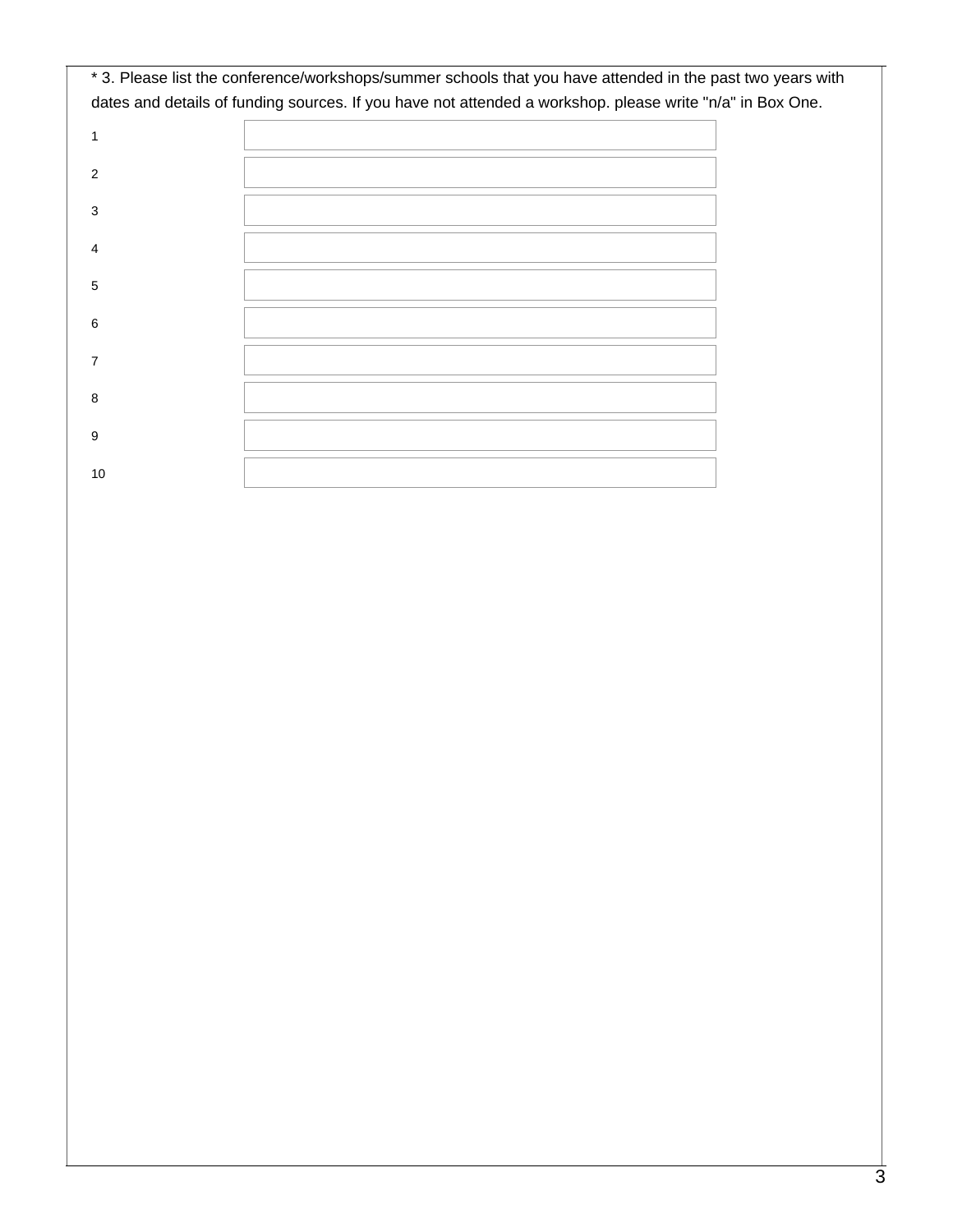* 3. Please list the conference/workshops/summer schools that you have attended in the past two years with dates and details of funding sources. If you have not attended a workshop. please write "n/a" in Box One.

1 ______________________

2 ______________________

3 ______________________

4 ______________________

5 ______________________

6 ______________________

7 ______________________

8 ______________________

9 ______________________

10 ______________________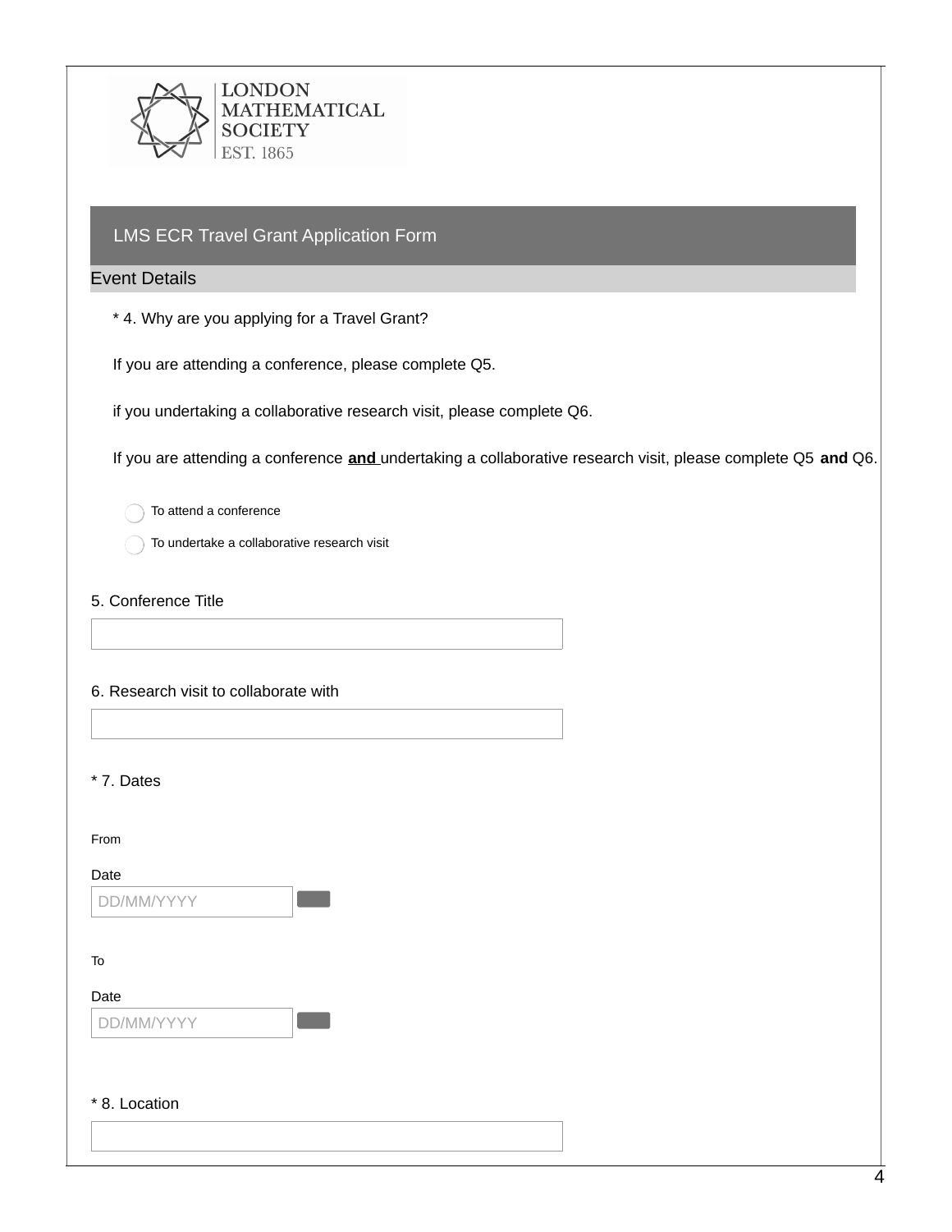LONDON MATHEMATICAL SOCIETY
EST. 1865

## LMS ECR Travel Grant Application Form

### Event Details

* 4. Why are you applying for a Travel Grant?

If you are attending a conference, please complete Q5.

if you undertaking a collaborative research visit, please complete Q6.

If you are attending a conference **and** undertaking a collaborative research visit, please complete Q5 **and** Q6.

- ◯ To attend a conference
- ◯ To undertake a collaborative research visit

5. Conference Title

[ ]

6. Research visit to collaborate with

[ ]

* 7. Dates

From

Date
DD/MM/YYYY

To

Date
DD/MM/YYYY

* 8. Location

[ ]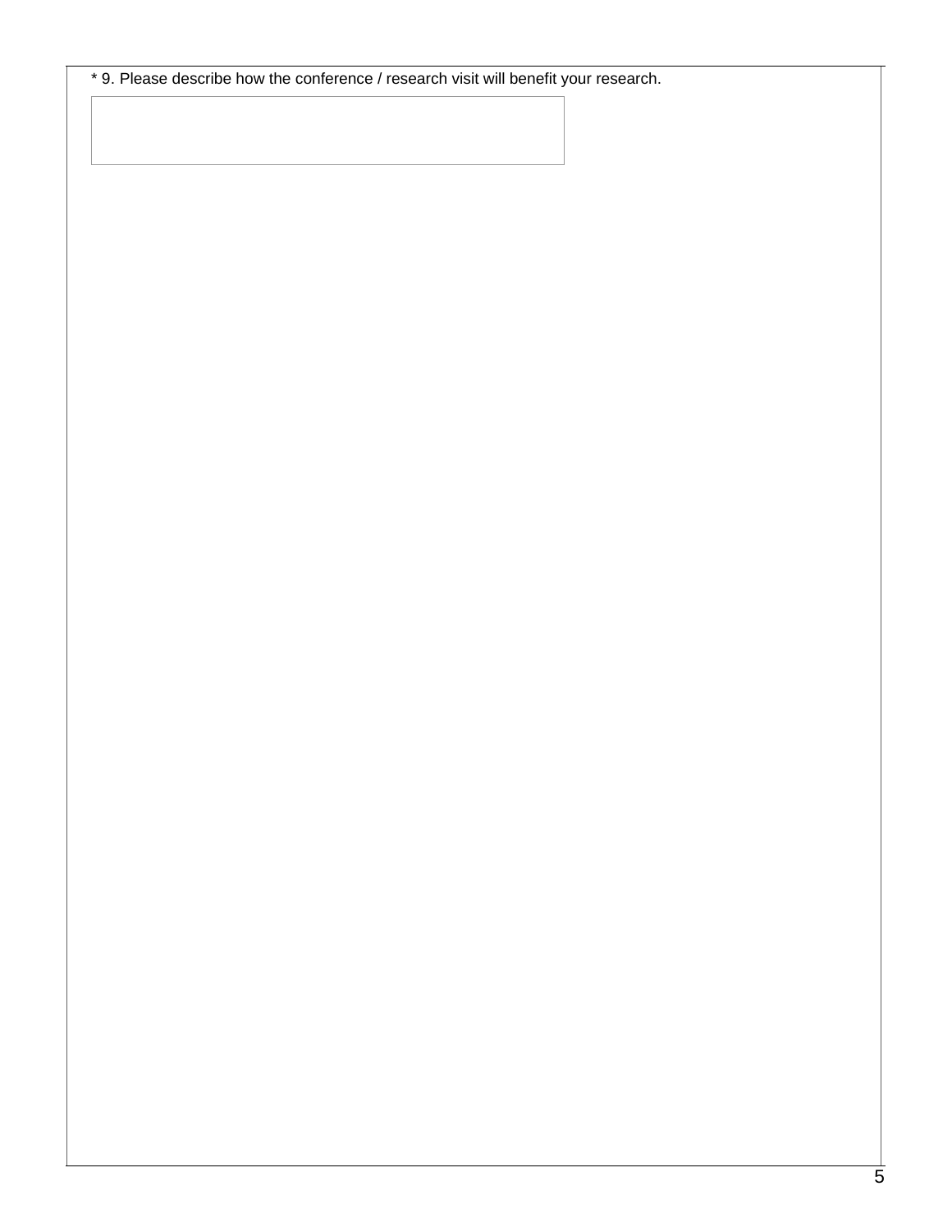* 9. Please describe how the conference / research visit will benefit your research.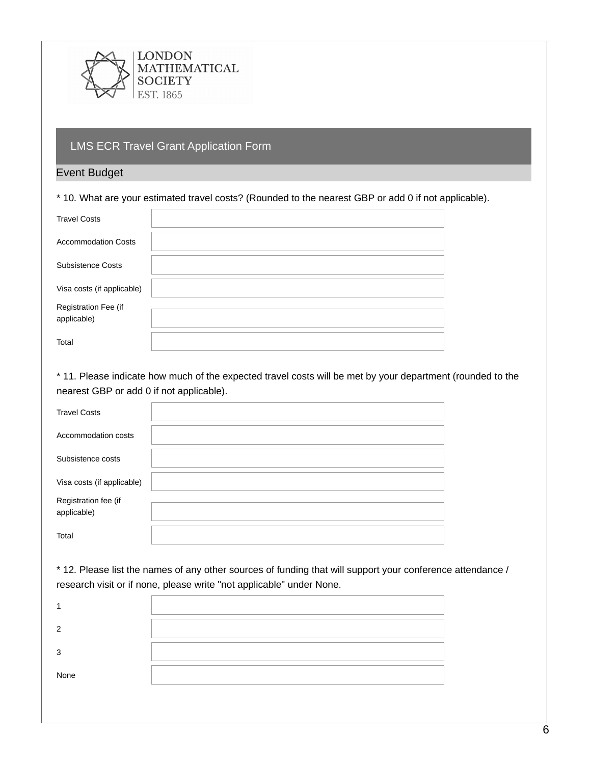# LMS ECR Travel Grant Application Form

## Event Budget

* 10. What are your estimated travel costs? (Rounded to the nearest GBP or add 0 if not applicable).

| | |
|---|---|
| Travel Costs | |
| Accommodation Costs | |
| Subsistence Costs | |
| Visa costs (if applicable) | |
| Registration Fee (if applicable) | |
| Total | |

* 11. Please indicate how much of the expected travel costs will be met by your department (rounded to the nearest GBP or add 0 if not applicable).

| | |
|---|---|
| Travel Costs | |
| Accommodation costs | |
| Subsistence costs | |
| Visa costs (if applicable) | |
| Registration fee (if applicable) | |
| Total | |

* 12. Please list the names of any other sources of funding that will support your conference attendance / research visit or if none, please write "not applicable" under None.

| | |
|---|---|
| 1 | |
| 2 | |
| 3 | |
| None | |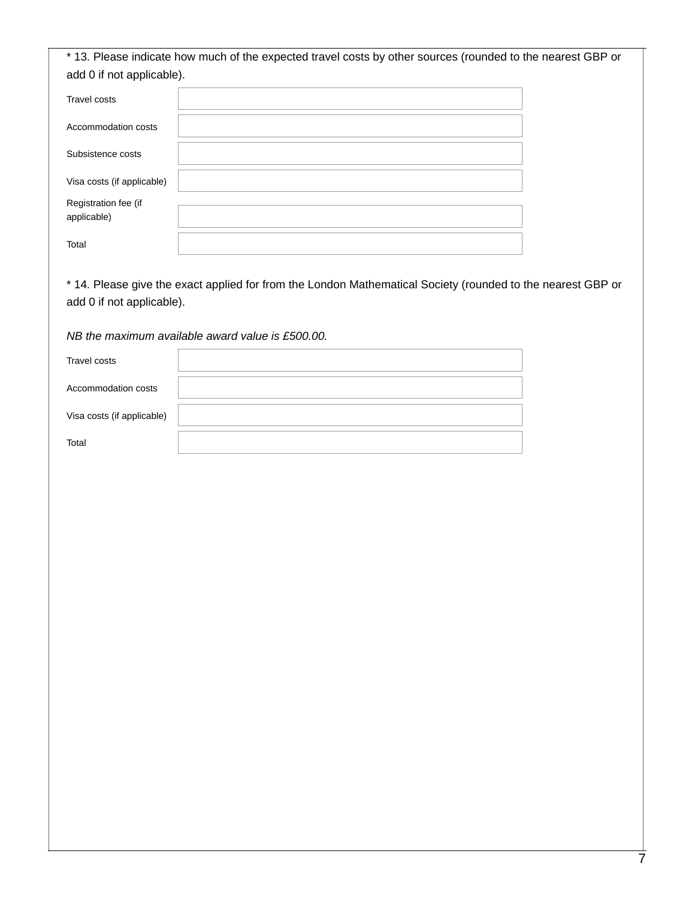* 13. Please indicate how much of the expected travel costs by other sources (rounded to the nearest GBP or add 0 if not applicable).

| | |
|---|---|
| Travel costs | |
| Accommodation costs | |
| Subsistence costs | |
| Visa costs (if applicable) | |
| Registration fee (if applicable) | |
| Total | |

* 14. Please give the exact applied for from the London Mathematical Society (rounded to the nearest GBP or add 0 if not applicable).

*NB the maximum available award value is £500.00.*

| | |
|---|---|
| Travel costs | |
| Accommodation costs | |
| Visa costs (if applicable) | |
| Total | |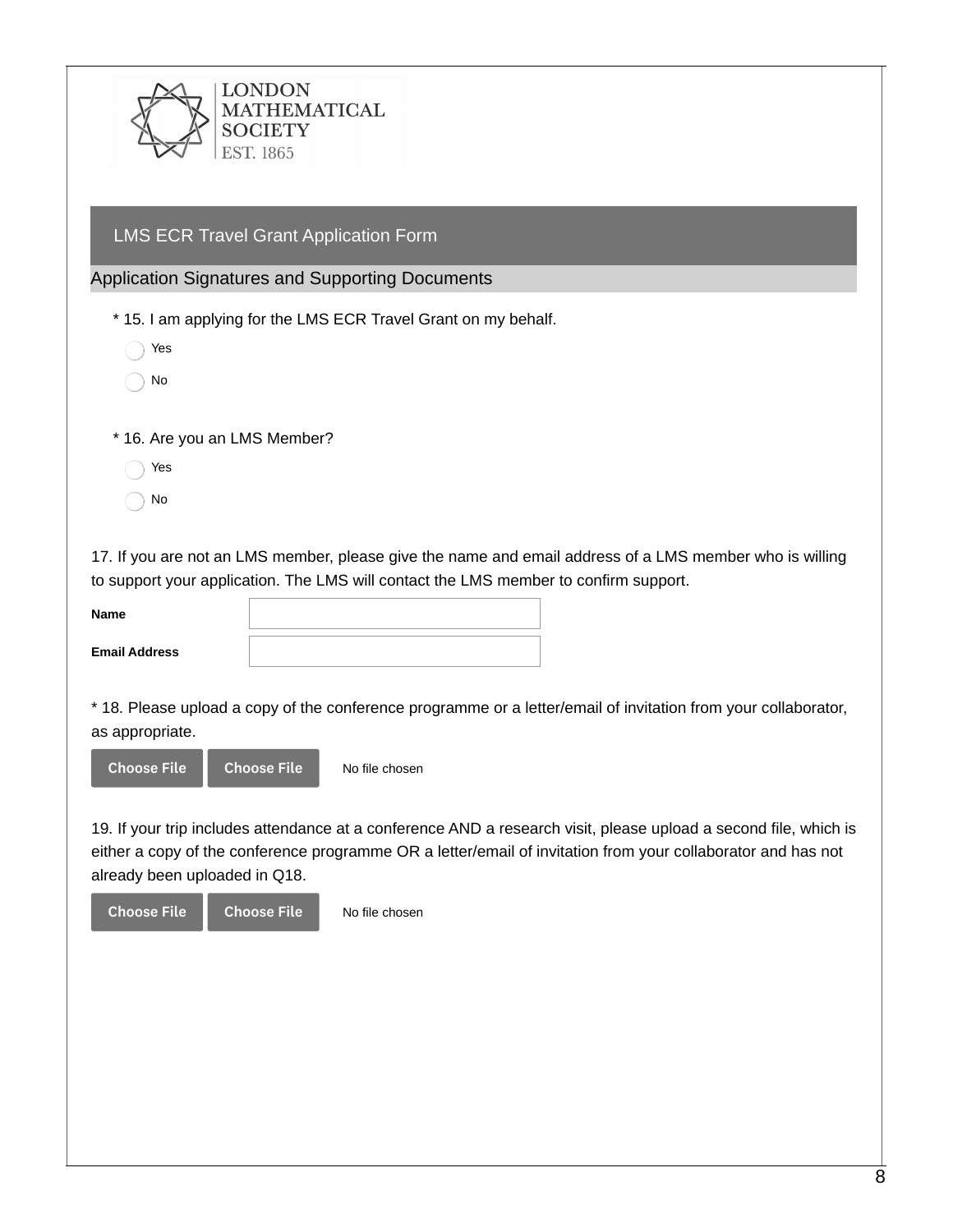LONDON MATHEMATICAL SOCIETY EST. 1865

## LMS ECR Travel Grant Application Form

### Application Signatures and Supporting Documents

* 15. I am applying for the LMS ECR Travel Grant on my behalf.

- ◯ Yes
- ◯ No

* 16. Are you an LMS Member?

- ◯ Yes
- ◯ No

17. If you are not an LMS member, please give the name and email address of a LMS member who is willing to support your application. The LMS will contact the LMS member to confirm support.

| | |
|---|---|
| **Name** | |
| **Email Address** | |

* 18. Please upload a copy of the conference programme or a letter/email of invitation from your collaborator, as appropriate.

Choose File Choose File No file chosen

19. If your trip includes attendance at a conference AND a research visit, please upload a second file, which is either a copy of the conference programme OR a letter/email of invitation from your collaborator and has not already been uploaded in Q18.

Choose File Choose File No file chosen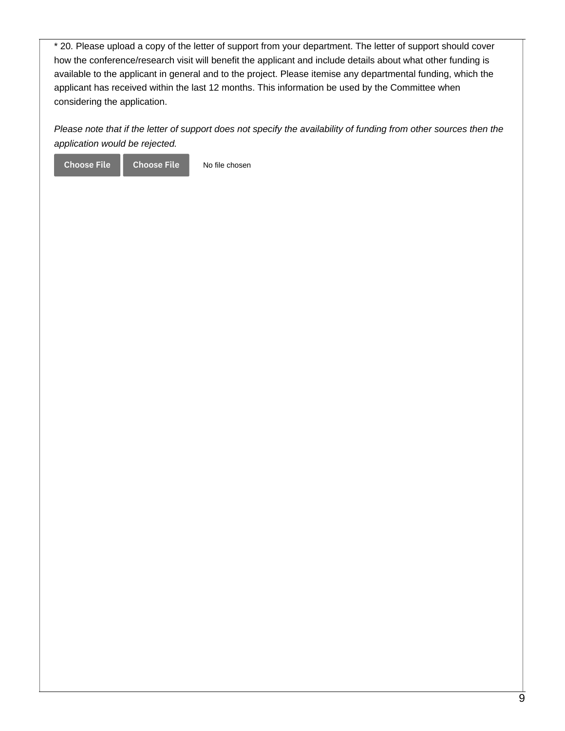* 20. Please upload a copy of the letter of support from your department. The letter of support should cover how the conference/research visit will benefit the applicant and include details about what other funding is available to the applicant in general and to the project. Please itemise any departmental funding, which the applicant has received within the last 12 months. This information be used by the Committee when considering the application.

*Please note that if the letter of support does not specify the availability of funding from other sources then the application would be rejected.*

Choose File   Choose File   No file chosen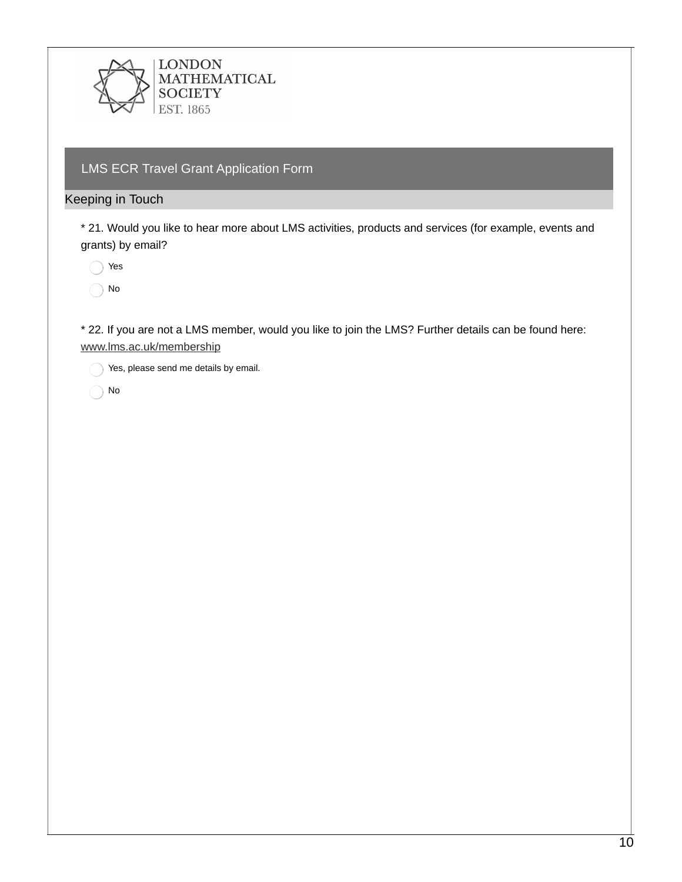LONDON MATHEMATICAL SOCIETY
EST. 1865

## LMS ECR Travel Grant Application Form

### Keeping in Touch

* 21. Would you like to hear more about LMS activities, products and services (for example, events and grants) by email?

- ◯ Yes
- ◯ No

* 22. If you are not a LMS member, would you like to join the LMS? Further details can be found here: www.lms.ac.uk/membership

- ◯ Yes, please send me details by email.
- ◯ No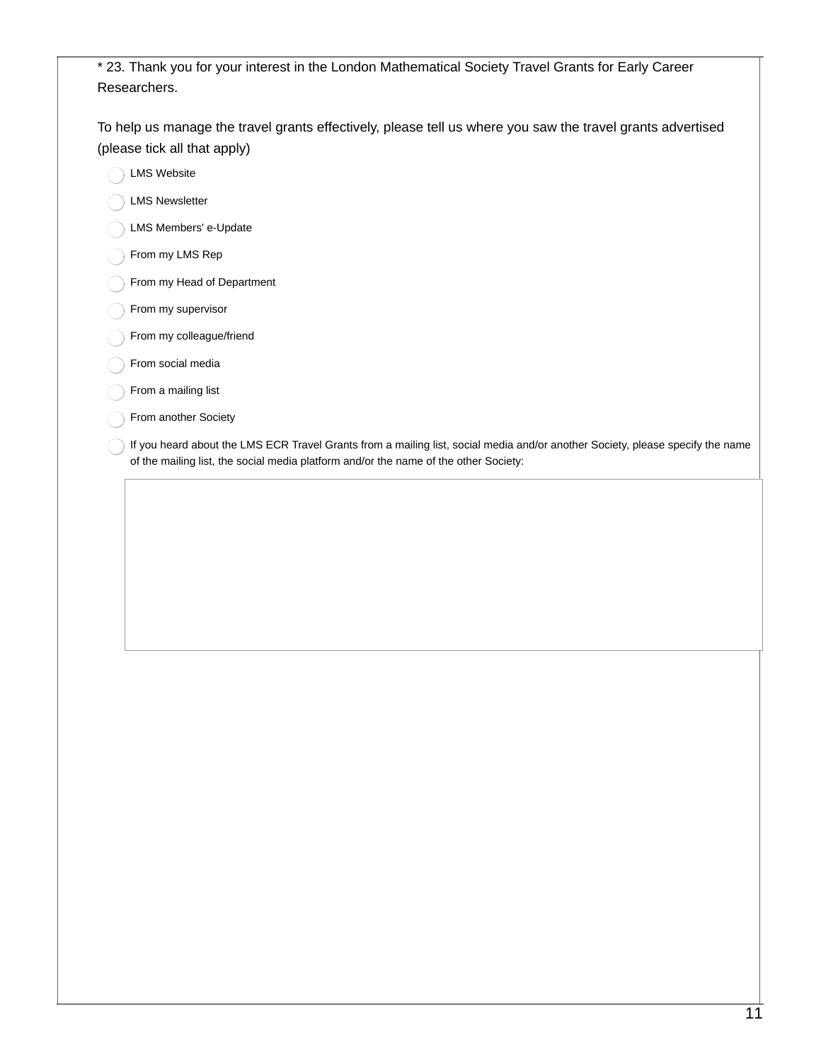* 23. Thank you for your interest in the London Mathematical Society Travel Grants for Early Career Researchers.

To help us manage the travel grants effectively, please tell us where you saw the travel grants advertised (please tick all that apply)

- LMS Website
- LMS Newsletter
- LMS Members' e-Update
- From my LMS Rep
- From my Head of Department
- From my supervisor
- From my colleague/friend
- From social media
- From a mailing list
- From another Society
- If you heard about the LMS ECR Travel Grants from a mailing list, social media and/or another Society, please specify the name of the mailing list, the social media platform and/or the name of the other Society: